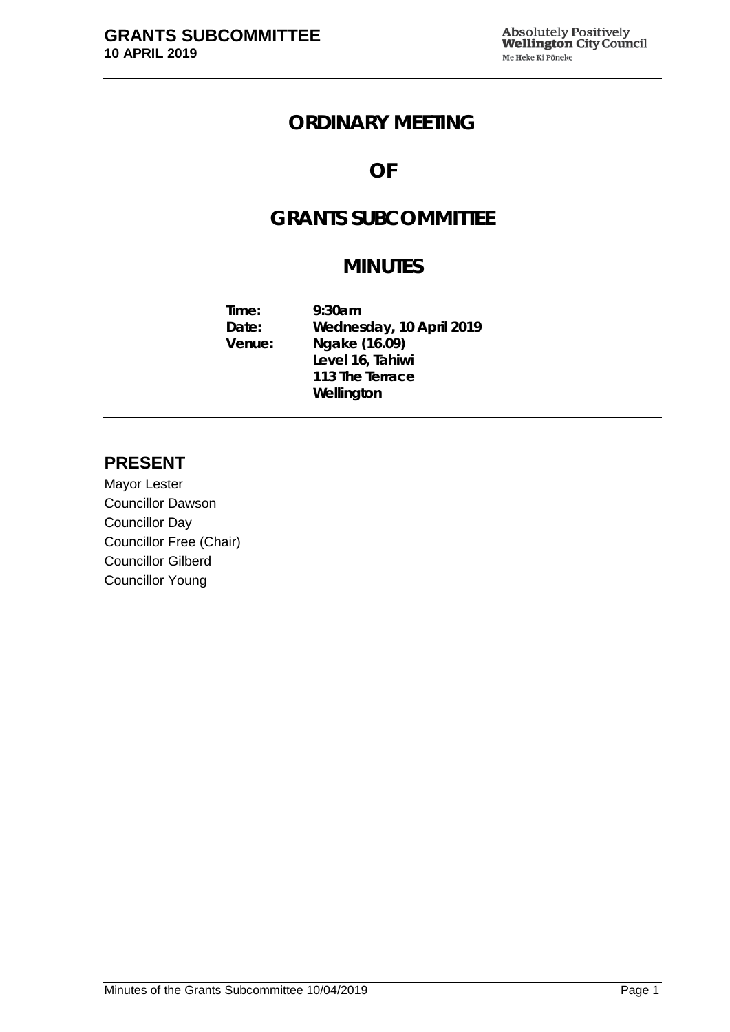# ORDINARY MEETING

# OF

# GRANTS SUBCOMMITTEE

# MINUTES

| | |
|---|---|
| **Time:** | **9:30am** |
| **Date:** | **Wednesday, 10 April 2019** |
| **Venue:** | **Ngake (16.09)** |
| | **Level 16, Tahiwi** |
| | **113 The Terrace** |
| | **Wellington** |

## PRESENT

Mayor Lester
Councillor Dawson
Councillor Day
Councillor Free (Chair)
Councillor Gilberd
Councillor Young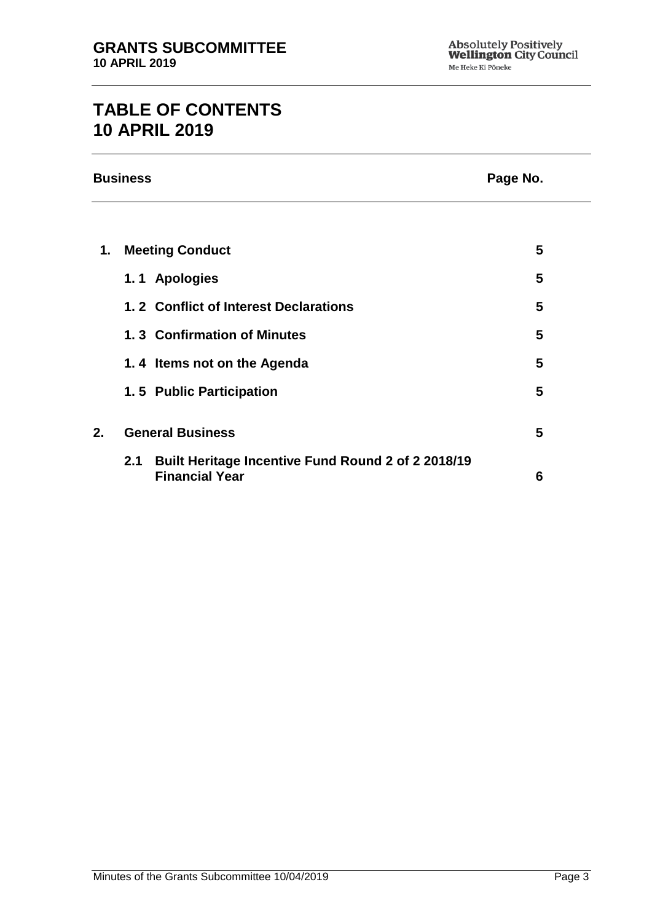# TABLE OF CONTENTS
# 10 APRIL 2019

| Business | | Page No. |
| --- | --- | --- |
| **1.** | **Meeting Conduct** | **5** |
| | **1. 1 Apologies** | **5** |
| | **1. 2 Conflict of Interest Declarations** | **5** |
| | **1. 3 Confirmation of Minutes** | **5** |
| | **1. 4 Items not on the Agenda** | **5** |
| | **1. 5 Public Participation** | **5** |
| **2.** | **General Business** | **5** |
| | **2.1 Built Heritage Incentive Fund Round 2 of 2 2018/19 Financial Year** | **6** |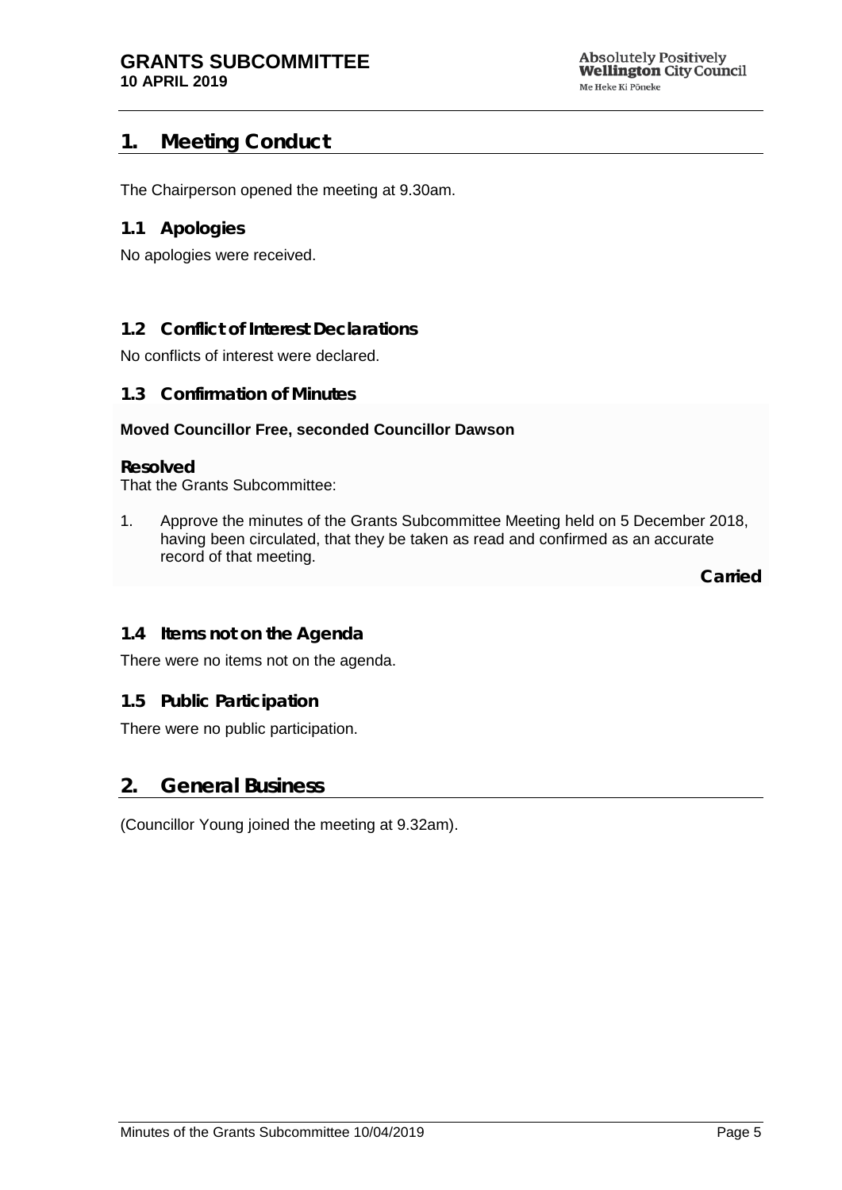## 1. Meeting Conduct

The Chairperson opened the meeting at 9.30am.

### 1.1 Apologies

No apologies were received.

### 1.2 Conflict of Interest Declarations

No conflicts of interest were declared.

### 1.3 Confirmation of Minutes

**Moved Councillor Free, seconded Councillor Dawson**

**Resolved**

That the Grants Subcommittee:

1. Approve the minutes of the Grants Subcommittee Meeting held on 5 December 2018, having been circulated, that they be taken as read and confirmed as an accurate record of that meeting.

**Carried**

### 1.4 Items not on the Agenda

There were no items not on the agenda.

### 1.5 Public Participation

There were no public participation.

## 2. General Business

(Councillor Young joined the meeting at 9.32am).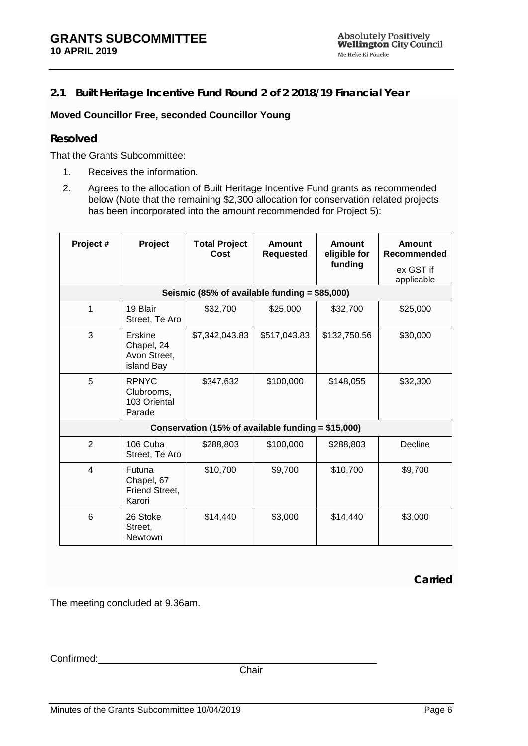## 2.1 Built Heritage Incentive Fund Round 2 of 2 2018/19 Financial Year

**Moved Councillor Free, seconded Councillor Young**

### Resolved

That the Grants Subcommittee:

1. Receives the information.
2. Agrees to the allocation of Built Heritage Incentive Fund grants as recommended below (Note that the remaining $2,300 allocation for conservation related projects has been incorporated into the amount recommended for Project 5):

| Project # | Project | Total Project Cost | Amount Requested | Amount eligible for funding | Amount Recommended ex GST if applicable |
|---|---|---|---|---|---|
| **Seismic (85% of available funding = $85,000)** | | | | | |
| 1 | 19 Blair Street, Te Aro | $32,700 | $25,000 | $32,700 | $25,000 |
| 3 | Erskine Chapel, 24 Avon Street, island Bay | $7,342,043.83 | $517,043.83 | $132,750.56 | $30,000 |
| 5 | RPNYC Clubrooms, 103 Oriental Parade | $347,632 | $100,000 | $148,055 | $32,300 |
| **Conservation (15% of available funding = $15,000)** | | | | | |
| 2 | 106 Cuba Street, Te Aro | $288,803 | $100,000 | $288,803 | Decline |
| 4 | Futuna Chapel, 67 Friend Street, Karori | $10,700 | $9,700 | $10,700 | $9,700 |
| 6 | 26 Stoke Street, Newtown | $14,440 | $3,000 | $14,440 | $3,000 |

**Carried**

The meeting concluded at 9.36am.

Confirmed: ______________________________

Chair